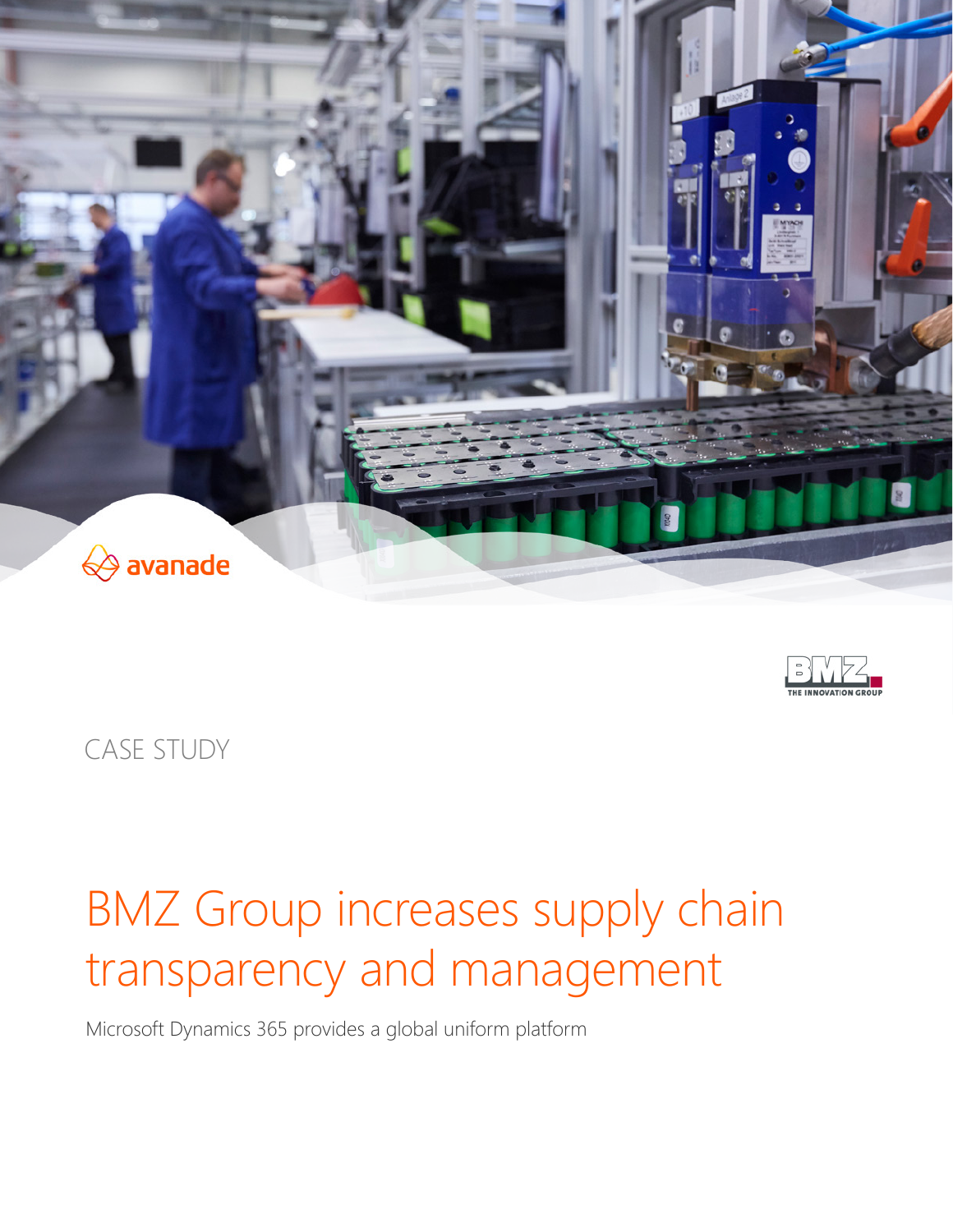CASE STUDY

# BMZ Group increases supply chain transparency and management

Microsoft Dynamics 365 provides a global uniform platform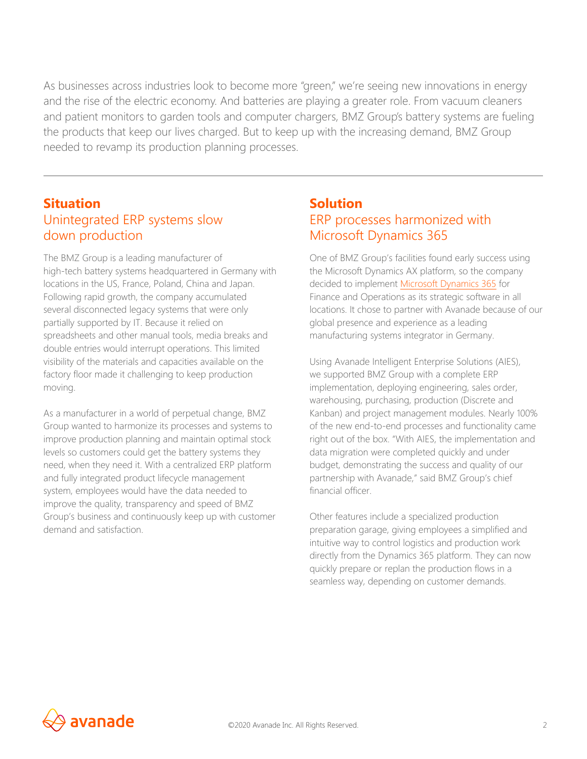As businesses across industries look to become more "green," we're seeing new innovations in energy and the rise of the electric economy. And batteries are playing a greater role. From vacuum cleaners and patient monitors to garden tools and computer chargers, BMZ Group's battery systems are fueling the products that keep our lives charged. But to keep up with the increasing demand, BMZ Group needed to revamp its production planning processes.

---

## Situation

### Unintegrated ERP systems slow down production

The BMZ Group is a leading manufacturer of high-tech battery systems headquartered in Germany with locations in the US, France, Poland, China and Japan. Following rapid growth, the company accumulated several disconnected legacy systems that were only partially supported by IT. Because it relied on spreadsheets and other manual tools, media breaks and double entries would interrupt operations. This limited visibility of the materials and capacities available on the factory floor made it challenging to keep production moving.

As a manufacturer in a world of perpetual change, BMZ Group wanted to harmonize its processes and systems to improve production planning and maintain optimal stock levels so customers could get the battery systems they need, when they need it. With a centralized ERP platform and fully integrated product lifecycle management system, employees would have the data needed to improve the quality, transparency and speed of BMZ Group's business and continuously keep up with customer demand and satisfaction.

## Solution

### ERP processes harmonized with Microsoft Dynamics 365

One of BMZ Group's facilities found early success using the Microsoft Dynamics AX platform, so the company decided to implement Microsoft Dynamics 365 for Finance and Operations as its strategic software in all locations. It chose to partner with Avanade because of our global presence and experience as a leading manufacturing systems integrator in Germany.

Using Avanade Intelligent Enterprise Solutions (AIES), we supported BMZ Group with a complete ERP implementation, deploying engineering, sales order, warehousing, purchasing, production (Discrete and Kanban) and project management modules. Nearly 100% of the new end-to-end processes and functionality came right out of the box. "With AIES, the implementation and data migration were completed quickly and under budget, demonstrating the success and quality of our partnership with Avanade," said BMZ Group's chief financial officer.

Other features include a specialized production preparation garage, giving employees a simplified and intuitive way to control logistics and production work directly from the Dynamics 365 platform. They can now quickly prepare or replan the production flows in a seamless way, depending on customer demands.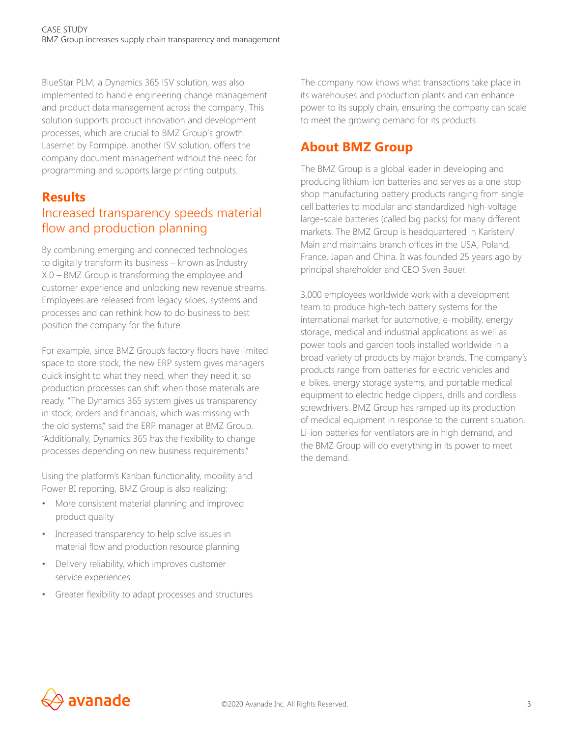BlueStar PLM, a Dynamics 365 ISV solution, was also implemented to handle engineering change management and product data management across the company. This solution supports product innovation and development processes, which are crucial to BMZ Group's growth. Lasernet by Formpipe, another ISV solution, offers the company document management without the need for programming and supports large printing outputs.

## Results

### Increased transparency speeds material flow and production planning

By combining emerging and connected technologies to digitally transform its business – known as Industry X.0 – BMZ Group is transforming the employee and customer experience and unlocking new revenue streams. Employees are released from legacy siloes, systems and processes and can rethink how to do business to best position the company for the future.

For example, since BMZ Group's factory floors have limited space to store stock, the new ERP system gives managers quick insight to what they need, when they need it, so production processes can shift when those materials are ready. "The Dynamics 365 system gives us transparency in stock, orders and financials, which was missing with the old systems," said the ERP manager at BMZ Group. "Additionally, Dynamics 365 has the flexibility to change processes depending on new business requirements."

Using the platform's Kanban functionality, mobility and Power BI reporting, BMZ Group is also realizing:

- More consistent material planning and improved product quality
- Increased transparency to help solve issues in material flow and production resource planning
- Delivery reliability, which improves customer service experiences
- Greater flexibility to adapt processes and structures

The company now knows what transactions take place in its warehouses and production plants and can enhance power to its supply chain, ensuring the company can scale to meet the growing demand for its products.

## About BMZ Group

The BMZ Group is a global leader in developing and producing lithium-ion batteries and serves as a one-stop-shop manufacturing battery products ranging from single cell batteries to modular and standardized high-voltage large-scale batteries (called big packs) for many different markets. The BMZ Group is headquartered in Karlstein/Main and maintains branch offices in the USA, Poland, France, Japan and China. It was founded 25 years ago by principal shareholder and CEO Sven Bauer.

3,000 employees worldwide work with a development team to produce high-tech battery systems for the international market for automotive, e-mobility, energy storage, medical and industrial applications as well as power tools and garden tools installed worldwide in a broad variety of products by major brands. The company's products range from batteries for electric vehicles and e-bikes, energy storage systems, and portable medical equipment to electric hedge clippers, drills and cordless screwdrivers. BMZ Group has ramped up its production of medical equipment in response to the current situation. Li-ion batteries for ventilators are in high demand, and the BMZ Group will do everything in its power to meet the demand.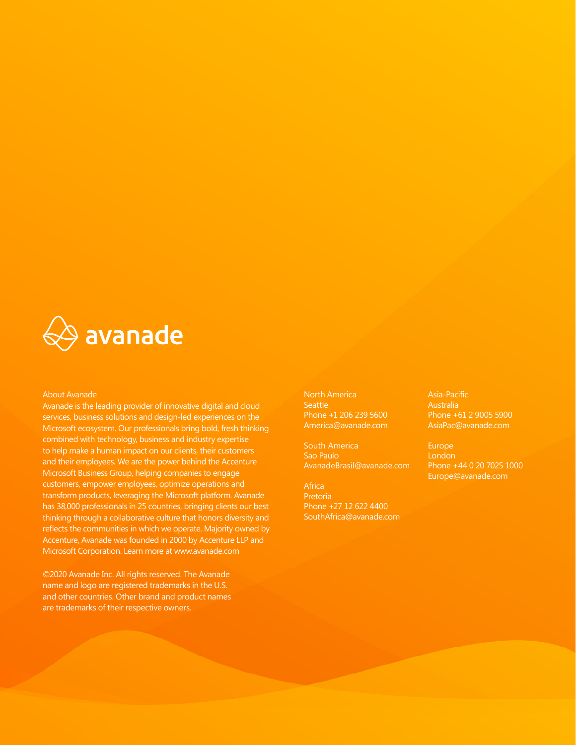avanade

## About Avanade

Avanade is the leading provider of innovative digital and cloud services, business solutions and design-led experiences on the Microsoft ecosystem. Our professionals bring bold, fresh thinking combined with technology, business and industry expertise to help make a human impact on our clients, their customers and their employees. We are the power behind the Accenture Microsoft Business Group, helping companies to engage customers, empower employees, optimize operations and transform products, leveraging the Microsoft platform. Avanade has 38,000 professionals in 25 countries, bringing clients our best thinking through a collaborative culture that honors diversity and reflects the communities in which we operate. Majority owned by Accenture, Avanade was founded in 2000 by Accenture LLP and Microsoft Corporation. Learn more at www.avanade.com

©2020 Avanade Inc. All rights reserved. The Avanade name and logo are registered trademarks in the U.S. and other countries. Other brand and product names are trademarks of their respective owners.

North America
Seattle
Phone +1 206 239 5600
America@avanade.com

South America
Sao Paulo
AvanadeBrasil@avanade.com

Africa
Pretoria
Phone +27 12 622 4400
SouthAfrica@avanade.com

Asia-Pacific
Australia
Phone +61 2 9005 5900
AsiaPac@avanade.com

Europe
London
Phone +44 0 20 7025 1000
Europe@avanade.com